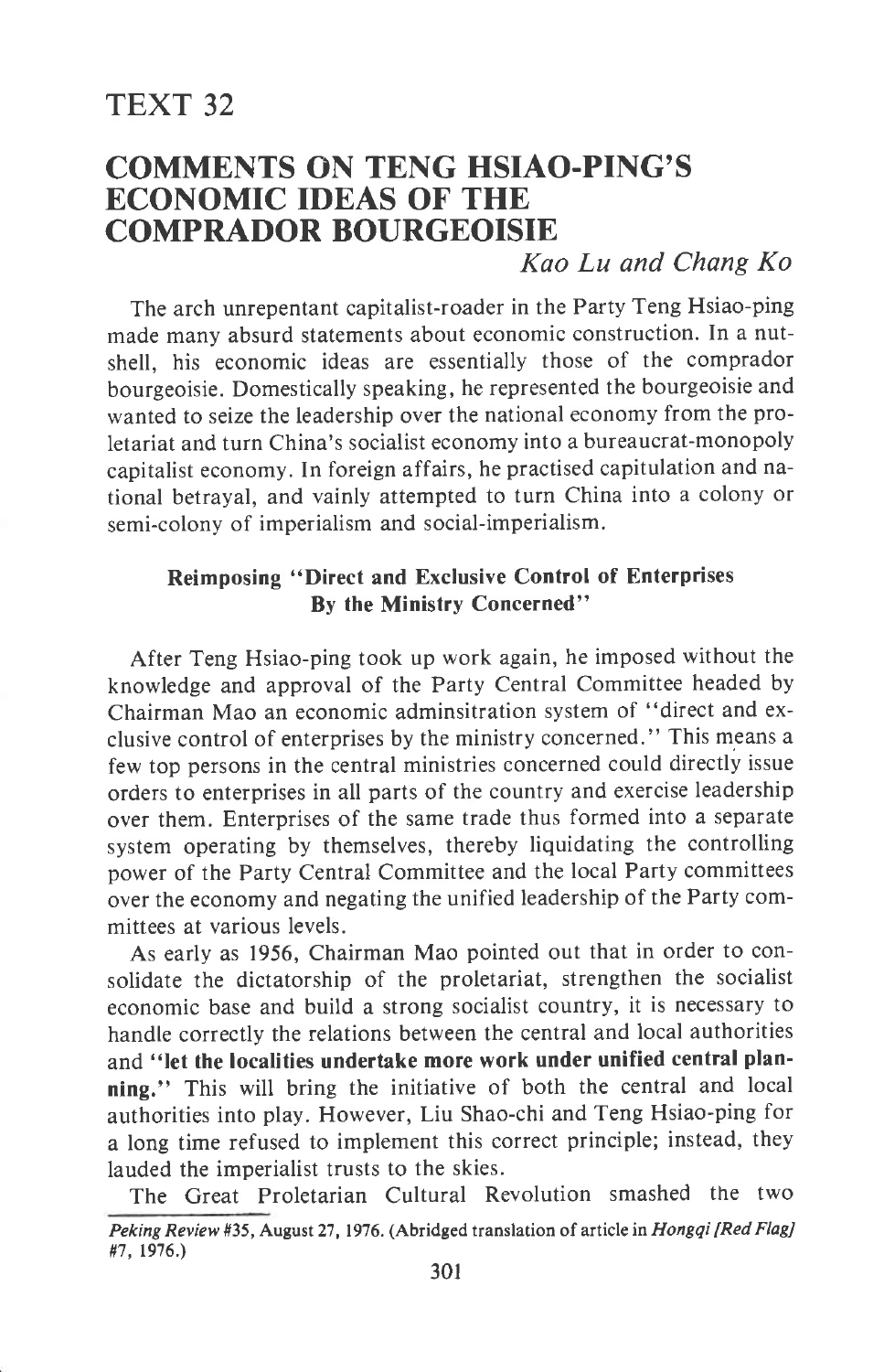# TEXT 32

## COMMENTS ON TENG HSIAO-PING'S ECONOMIC IDEAS OF THE COMPRADOR BOURGEOISIE

*Kao Lu and Chang Ko*

The arch unrepentant capitalist-roader in the Party Teng Hsiao-ping made many absurd statements about economic construction. In a nutshell, his economic ideas are essentially those of the comprador bourgeoisie. Domestically speaking, he represented the bourgeoisie and wanted to seize the leadership over the national economy from the proletariat and turn China's socialist economy into a bureaucrat-monopoly capitalist economy. In foreign affairs, he practised capitulation and national betrayal, and vainly attempted to turn China into a colony or semi-colony of imperialism and social-imperialism.

### Reimposing "Direct and Exclusive Control of Enterprises By the Ministry Concerned"

After Teng Hsiao-ping took up work again, he imposed without the knowledge and approval of the Party Central Committee headed by Chairman Mao an economic adminsitration system of "direct and exclusive control of enterprises by the ministry concerned." This means a few top persons in the central ministries concerned could directly issue orders to enterprises in all parts of the country and exercise leadership over them. Enterprises of the same trade thus formed into a separate system operating by themselves, thereby liquidating the controlling power of the Party Central Committee and the local Party committees over the economy and negating the unified leadership of the Party committees at various levels.

As early as 1956, Chairman Mao pointed out that in order to consolidate the dictatorship of the proletariat, strengthen the socialist economic base and build a strong socialist country, it is necessary to handle correctly the relations between the central and local authorities and **"let the localities undertake more work under unified central planning."** This will bring the initiative of both the central and local authorities into play. However, Liu Shao-chi and Teng Hsiao-ping for a long time refused to implement this correct principle; instead, they lauded the imperialist trusts to the skies.

The Great Proletarian Cultural Revolution smashed the two

*Peking Review* #35, August 27, 1976. (Abridged translation of article in *Hongqi [Red Flag]* #7, 1976.)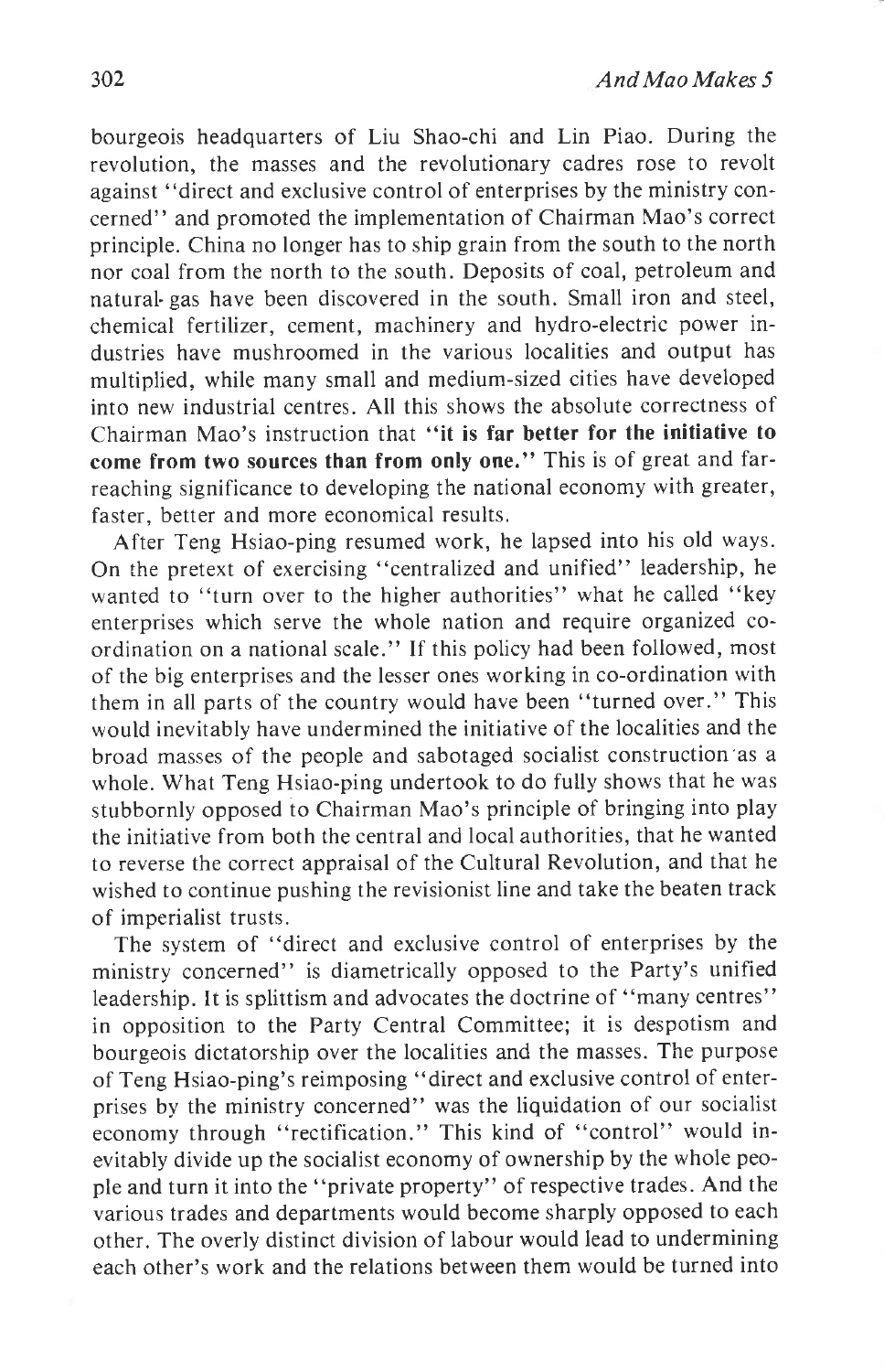bourgeois headquarters of Liu Shao-chi and Lin Piao. During the revolution, the masses and the revolutionary cadres rose to revolt against "direct and exclusive control of enterprises by the ministry concerned" and promoted the implementation of Chairman Mao's correct principle. China no longer has to ship grain from the south to the north nor coal from the north to the south. Deposits of coal, petroleum and natural-gas have been discovered in the south. Small iron and steel, chemical fertilizer, cement, machinery and hydro-electric power industries have mushroomed in the various localities and output has multiplied, while many small and medium-sized cities have developed into new industrial centres. All this shows the absolute correctness of Chairman Mao's instruction that **"it is far better for the initiative to come from two sources than from only one."** This is of great and far-reaching significance to developing the national economy with greater, faster, better and more economical results.

After Teng Hsiao-ping resumed work, he lapsed into his old ways. On the pretext of exercising "centralized and unified" leadership, he wanted to "turn over to the higher authorities" what he called "key enterprises which serve the whole nation and require organized co-ordination on a national scale." If this policy had been followed, most of the big enterprises and the lesser ones working in co-ordination with them in all parts of the country would have been "turned over." This would inevitably have undermined the initiative of the localities and the broad masses of the people and sabotaged socialist construction as a whole. What Teng Hsiao-ping undertook to do fully shows that he was stubbornly opposed to Chairman Mao's principle of bringing into play the initiative from both the central and local authorities, that he wanted to reverse the correct appraisal of the Cultural Revolution, and that he wished to continue pushing the revisionist line and take the beaten track of imperialist trusts.

The system of "direct and exclusive control of enterprises by the ministry concerned" is diametrically opposed to the Party's unified leadership. It is splittism and advocates the doctrine of "many centres" in opposition to the Party Central Committee; it is despotism and bourgeois dictatorship over the localities and the masses. The purpose of Teng Hsiao-ping's reimposing "direct and exclusive control of enterprises by the ministry concerned" was the liquidation of our socialist economy through "rectification." This kind of "control" would inevitably divide up the socialist economy of ownership by the whole people and turn it into the "private property" of respective trades. And the various trades and departments would become sharply opposed to each other. The overly distinct division of labour would lead to undermining each other's work and the relations between them would be turned into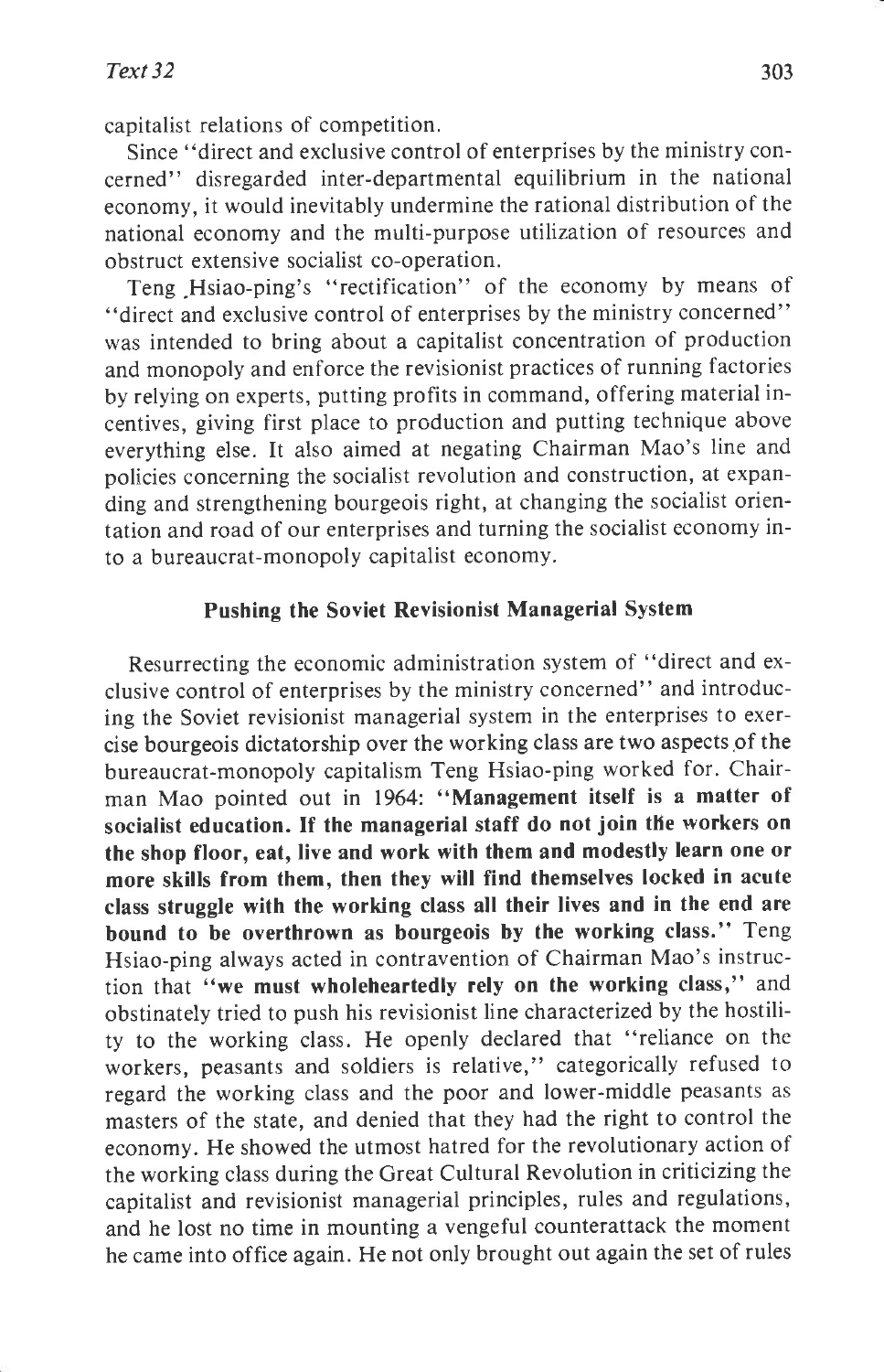capitalist relations of competition.

Since "direct and exclusive control of enterprises by the ministry concerned" disregarded inter-departmental equilibrium in the national economy, it would inevitably undermine the rational distribution of the national economy and the multi-purpose utilization of resources and obstruct extensive socialist co-operation.

Teng Hsiao-ping's "rectification" of the economy by means of "direct and exclusive control of enterprises by the ministry concerned" was intended to bring about a capitalist concentration of production and monopoly and enforce the revisionist practices of running factories by relying on experts, putting profits in command, offering material incentives, giving first place to production and putting technique above everything else. It also aimed at negating Chairman Mao's line and policies concerning the socialist revolution and construction, at expanding and strengthening bourgeois right, at changing the socialist orientation and road of our enterprises and turning the socialist economy into a bureaucrat-monopoly capitalist economy.

### Pushing the Soviet Revisionist Managerial System

Resurrecting the economic administration system of "direct and exclusive control of enterprises by the ministry concerned" and introducing the Soviet revisionist managerial system in the enterprises to exercise bourgeois dictatorship over the working class are two aspects of the bureaucrat-monopoly capitalism Teng Hsiao-ping worked for. Chairman Mao pointed out in 1964: **"Management itself is a matter of socialist education. If the managerial staff do not join the workers on the shop floor, eat, live and work with them and modestly learn one or more skills from them, then they will find themselves locked in acute class struggle with the working class all their lives and in the end are bound to be overthrown as bourgeois by the working class."** Teng Hsiao-ping always acted in contravention of Chairman Mao's instruction that **"we must wholeheartedly rely on the working class,"** and obstinately tried to push his revisionist line characterized by the hostility to the working class. He openly declared that "reliance on the workers, peasants and soldiers is relative," categorically refused to regard the working class and the poor and lower-middle peasants as masters of the state, and denied that they had the right to control the economy. He showed the utmost hatred for the revolutionary action of the working class during the Great Cultural Revolution in criticizing the capitalist and revisionist managerial principles, rules and regulations, and he lost no time in mounting a vengeful counterattack the moment he came into office again. He not only brought out again the set of rules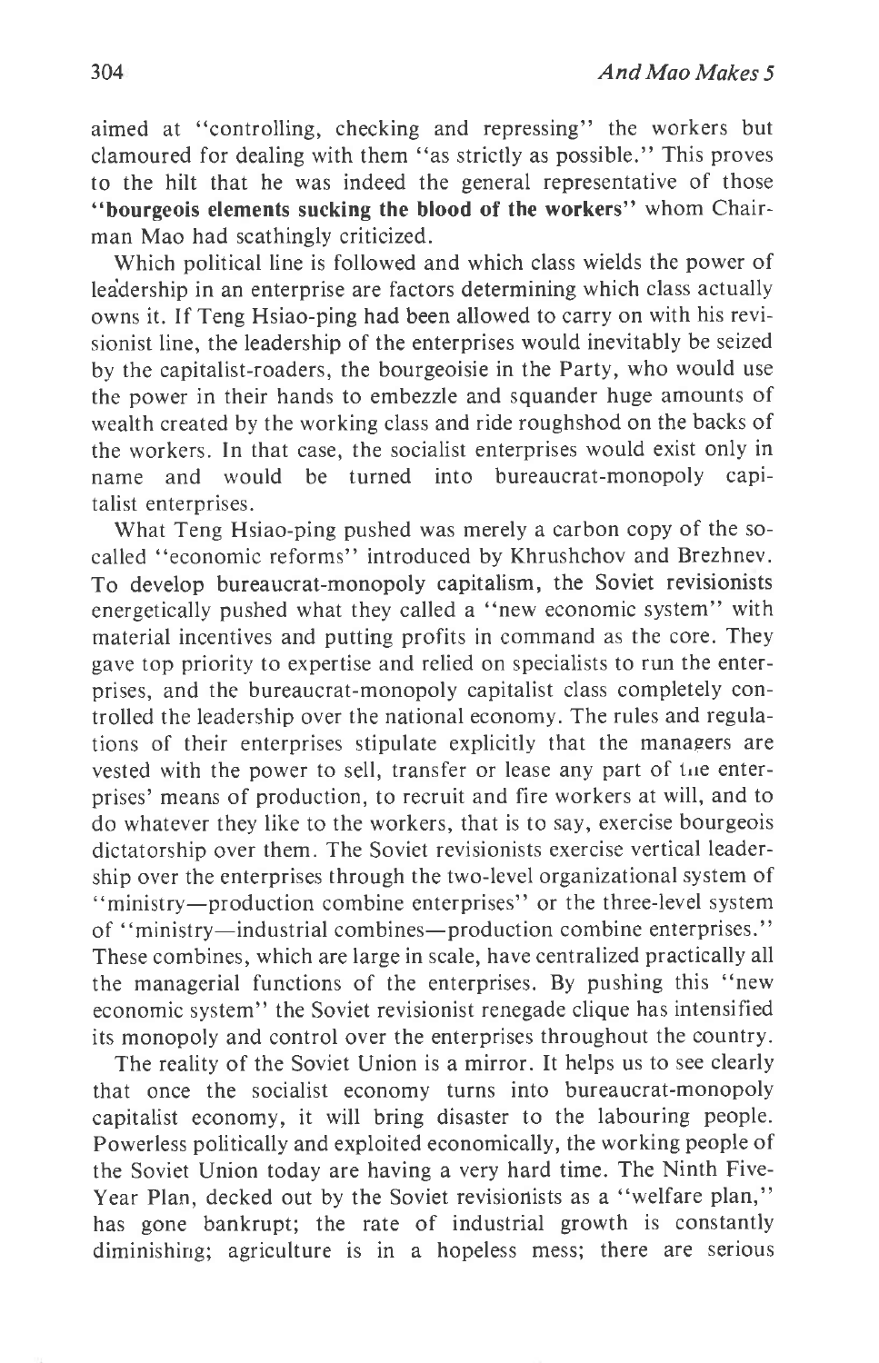aimed at "controlling, checking and repressing" the workers but clamoured for dealing with them "as strictly as possible." This proves to the hilt that he was indeed the general representative of those **"bourgeois elements sucking the blood of the workers"** whom Chairman Mao had scathingly criticized.

Which political line is followed and which class wields the power of leadership in an enterprise are factors determining which class actually owns it. If Teng Hsiao-ping had been allowed to carry on with his revisionist line, the leadership of the enterprises would inevitably be seized by the capitalist-roaders, the bourgeoisie in the Party, who would use the power in their hands to embezzle and squander huge amounts of wealth created by the working class and ride roughshod on the backs of the workers. In that case, the socialist enterprises would exist only in name and would be turned into bureaucrat-monopoly capitalist enterprises.

What Teng Hsiao-ping pushed was merely a carbon copy of the so-called "economic reforms" introduced by Khrushchov and Brezhnev. To develop bureaucrat-monopoly capitalism, the Soviet revisionists energetically pushed what they called a "new economic system" with material incentives and putting profits in command as the core. They gave top priority to expertise and relied on specialists to run the enterprises, and the bureaucrat-monopoly capitalist class completely controlled the leadership over the national economy. The rules and regulations of their enterprises stipulate explicitly that the managers are vested with the power to sell, transfer or lease any part of the enterprises' means of production, to recruit and fire workers at will, and to do whatever they like to the workers, that is to say, exercise bourgeois dictatorship over them. The Soviet revisionists exercise vertical leadership over the enterprises through the two-level organizational system of "ministry—production combine enterprises" or the three-level system of "ministry—industrial combines—production combine enterprises." These combines, which are large in scale, have centralized practically all the managerial functions of the enterprises. By pushing this "new economic system" the Soviet revisionist renegade clique has intensified its monopoly and control over the enterprises throughout the country.

The reality of the Soviet Union is a mirror. It helps us to see clearly that once the socialist economy turns into bureaucrat-monopoly capitalist economy, it will bring disaster to the labouring people. Powerless politically and exploited economically, the working people of the Soviet Union today are having a very hard time. The Ninth Five-Year Plan, decked out by the Soviet revisionists as a "welfare plan," has gone bankrupt; the rate of industrial growth is constantly diminishing; agriculture is in a hopeless mess; there are serious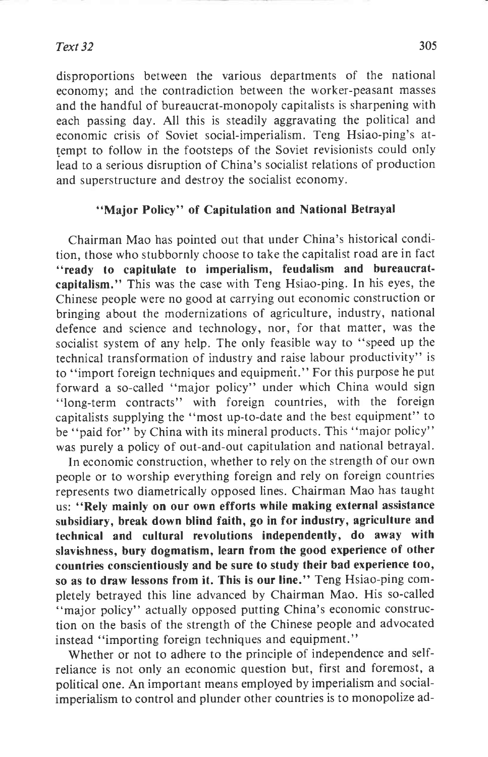disproportions between the various departments of the national economy; and the contradiction between the worker-peasant masses and the handful of bureaucrat-monopoly capitalists is sharpening with each passing day. All this is steadily aggravating the political and economic crisis of Soviet social-imperialism. Teng Hsiao-ping's attempt to follow in the footsteps of the Soviet revisionists could only lead to a serious disruption of China's socialist relations of production and superstructure and destroy the socialist economy.

### "Major Policy" of Capitulation and National Betrayal

Chairman Mao has pointed out that under China's historical condition, those who stubbornly choose to take the capitalist road are in fact **"ready to capitulate to imperialism, feudalism and bureaucrat-capitalism."** This was the case with Teng Hsiao-ping. In his eyes, the Chinese people were no good at carrying out economic construction or bringing about the modernizations of agriculture, industry, national defence and science and technology, nor, for that matter, was the socialist system of any help. The only feasible way to "speed up the technical transformation of industry and raise labour productivity" is to "import foreign techniques and equipment." For this purpose he put forward a so-called "major policy" under which China would sign "long-term contracts" with foreign countries, with the foreign capitalists supplying the "most up-to-date and the best equipment" to be "paid for" by China with its mineral products. This "major policy" was purely a policy of out-and-out capitulation and national betrayal.

In economic construction, whether to rely on the strength of our own people or to worship everything foreign and rely on foreign countries represents two diametrically opposed lines. Chairman Mao has taught us: **"Rely mainly on our own efforts while making external assistance subsidiary, break down blind faith, go in for industry, agriculture and technical and cultural revolutions independently, do away with slavishness, bury dogmatism, learn from the good experience of other countries conscientiously and be sure to study their bad experience too, so as to draw lessons from it. This is our line."** Teng Hsiao-ping completely betrayed this line advanced by Chairman Mao. His so-called "major policy" actually opposed putting China's economic construction on the basis of the strength of the Chinese people and advocated instead "importing foreign techniques and equipment."

Whether or not to adhere to the principle of independence and self-reliance is not only an economic question but, first and foremost, a political one. An important means employed by imperialism and social-imperialism to control and plunder other countries is to monopolize ad-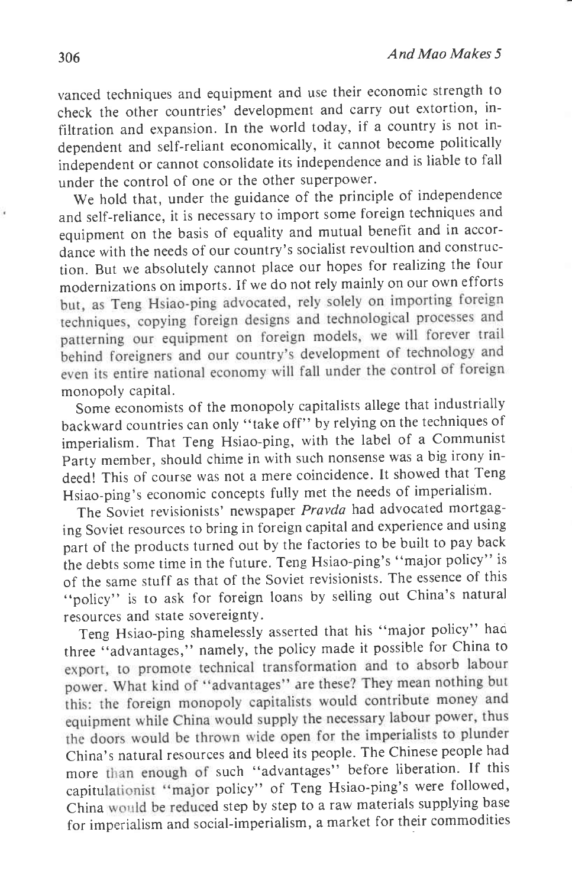vanced techniques and equipment and use their economic strength to check the other countries' development and carry out extortion, infiltration and expansion. In the world today, if a country is not independent and self-reliant economically, it cannot become politically independent or cannot consolidate its independence and is liable to fall under the control of one or the other superpower.

We hold that, under the guidance of the principle of independence and self-reliance, it is necessary to import some foreign techniques and equipment on the basis of equality and mutual benefit and in accordance with the needs of our country's socialist revoultion and construction. But we absolutely cannot place our hopes for realizing the four modernizations on imports. If we do not rely mainly on our own efforts but, as Teng Hsiao-ping advocated, rely solely on importing foreign techniques, copying foreign designs and technological processes and patterning our equipment on foreign models, we will forever trail behind foreigners and our country's development of technology and even its entire national economy will fall under the control of foreign monopoly capital.

Some economists of the monopoly capitalists allege that industrially backward countries can only "take off" by relying on the techniques of imperialism. That Teng Hsiao-ping, with the label of a Communist Party member, should chime in with such nonsense was a big irony indeed! This of course was not a mere coincidence. It showed that Teng Hsiao-ping's economic concepts fully met the needs of imperialism.

The Soviet revisionists' newspaper *Pravda* had advocated mortgaging Soviet resources to bring in foreign capital and experience and using part of the products turned out by the factories to be built to pay back the debts some time in the future. Teng Hsiao-ping's "major policy" is of the same stuff as that of the Soviet revisionists. The essence of this "policy" is to ask for foreign loans by selling out China's natural resources and state sovereignty.

Teng Hsiao-ping shamelessly asserted that his "major policy" had three "advantages," namely, the policy made it possible for China to export, to promote technical transformation and to absorb labour power. What kind of "advantages" are these? They mean nothing but this: the foreign monopoly capitalists would contribute money and equipment while China would supply the necessary labour power, thus the doors would be thrown wide open for the imperialists to plunder China's natural resources and bleed its people. The Chinese people had more than enough of such "advantages" before liberation. If this capitulationist "major policy" of Teng Hsiao-ping's were followed, China would be reduced step by step to a raw materials supplying base for imperialism and social-imperialism, a market for their commodities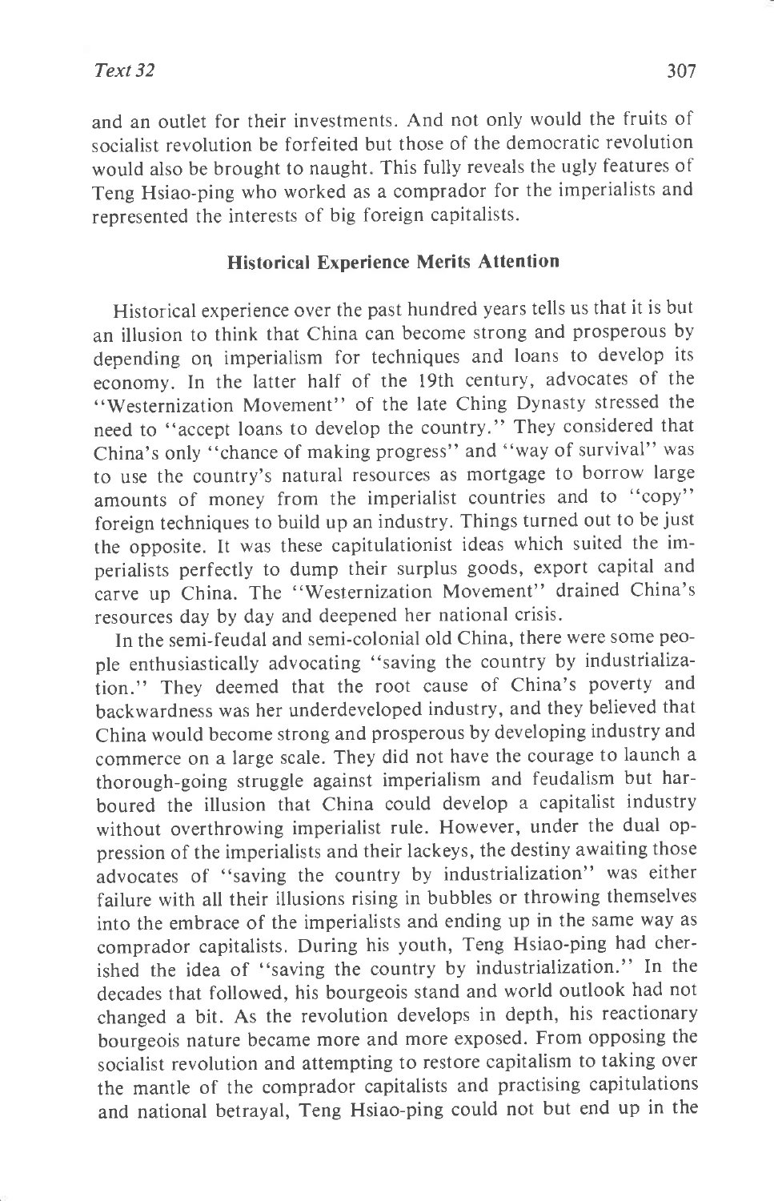and an outlet for their investments. And not only would the fruits of socialist revolution be forfeited but those of the democratic revolution would also be brought to naught. This fully reveals the ugly features of Teng Hsiao-ping who worked as a comprador for the imperialists and represented the interests of big foreign capitalists.

## Historical Experience Merits Attention

Historical experience over the past hundred years tells us that it is but an illusion to think that China can become strong and prosperous by depending on imperialism for techniques and loans to develop its economy. In the latter half of the 19th century, advocates of the "Westernization Movement" of the late Ching Dynasty stressed the need to "accept loans to develop the country." They considered that China's only "chance of making progress" and "way of survival" was to use the country's natural resources as mortgage to borrow large amounts of money from the imperialist countries and to "copy" foreign techniques to build up an industry. Things turned out to be just the opposite. It was these capitulationist ideas which suited the imperialists perfectly to dump their surplus goods, export capital and carve up China. The "Westernization Movement" drained China's resources day by day and deepened her national crisis.

In the semi-feudal and semi-colonial old China, there were some people enthusiastically advocating "saving the country by industrialization." They deemed that the root cause of China's poverty and backwardness was her underdeveloped industry, and they believed that China would become strong and prosperous by developing industry and commerce on a large scale. They did not have the courage to launch a thorough-going struggle against imperialism and feudalism but harboured the illusion that China could develop a capitalist industry without overthrowing imperialist rule. However, under the dual oppression of the imperialists and their lackeys, the destiny awaiting those advocates of "saving the country by industrialization" was either failure with all their illusions rising in bubbles or throwing themselves into the embrace of the imperialists and ending up in the same way as comprador capitalists. During his youth, Teng Hsiao-ping had cherished the idea of "saving the country by industrialization." In the decades that followed, his bourgeois stand and world outlook had not changed a bit. As the revolution develops in depth, his reactionary bourgeois nature became more and more exposed. From opposing the socialist revolution and attempting to restore capitalism to taking over the mantle of the comprador capitalists and practising capitulations and national betrayal, Teng Hsiao-ping could not but end up in the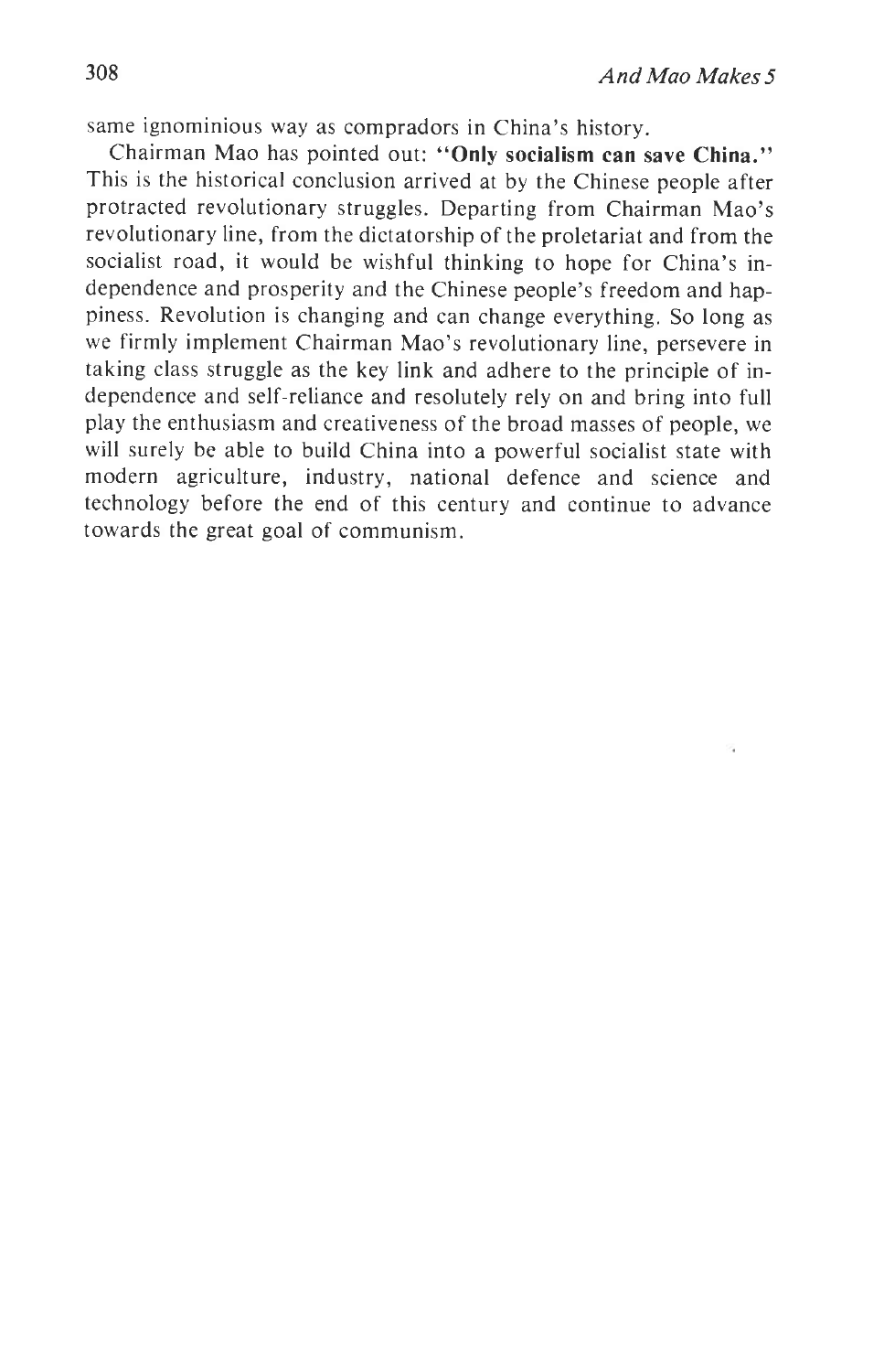same ignominious way as compradors in China's history.

Chairman Mao has pointed out: **"Only socialism can save China."** This is the historical conclusion arrived at by the Chinese people after protracted revolutionary struggles. Departing from Chairman Mao's revolutionary line, from the dictatorship of the proletariat and from the socialist road, it would be wishful thinking to hope for China's independence and prosperity and the Chinese people's freedom and happiness. Revolution is changing and can change everything. So long as we firmly implement Chairman Mao's revolutionary line, persevere in taking class struggle as the key link and adhere to the principle of independence and self-reliance and resolutely rely on and bring into full play the enthusiasm and creativeness of the broad masses of people, we will surely be able to build China into a powerful socialist state with modern agriculture, industry, national defence and science and technology before the end of this century and continue to advance towards the great goal of communism.